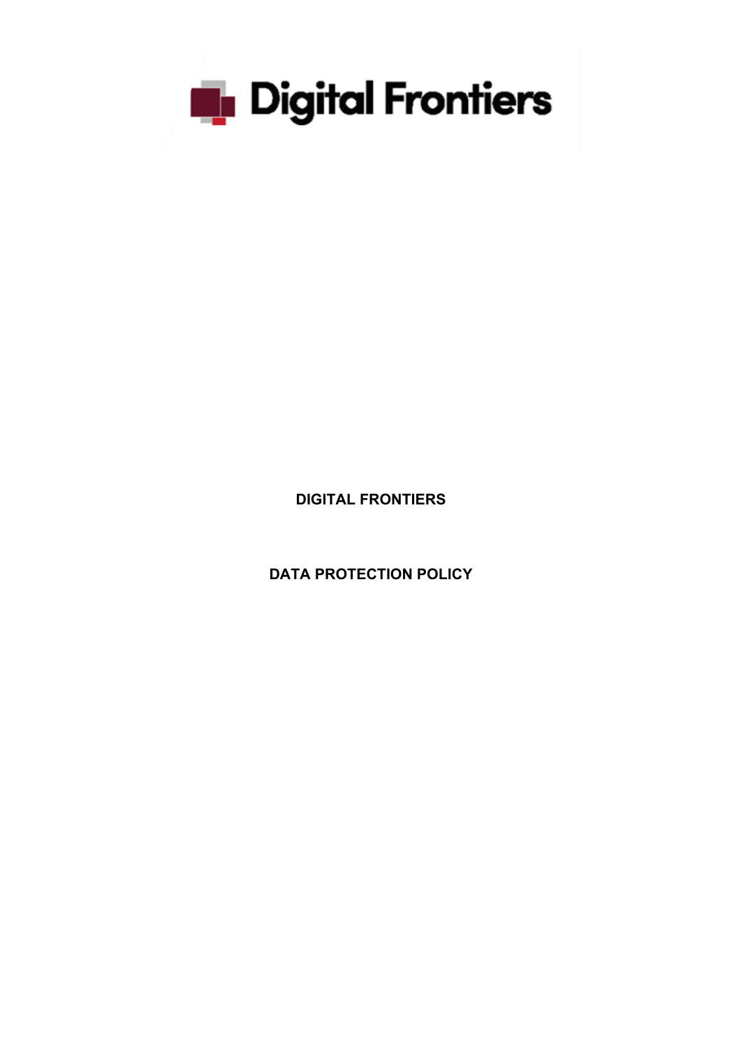Digital Frontiers

**DIGITAL FRONTIERS**

**DATA PROTECTION POLICY**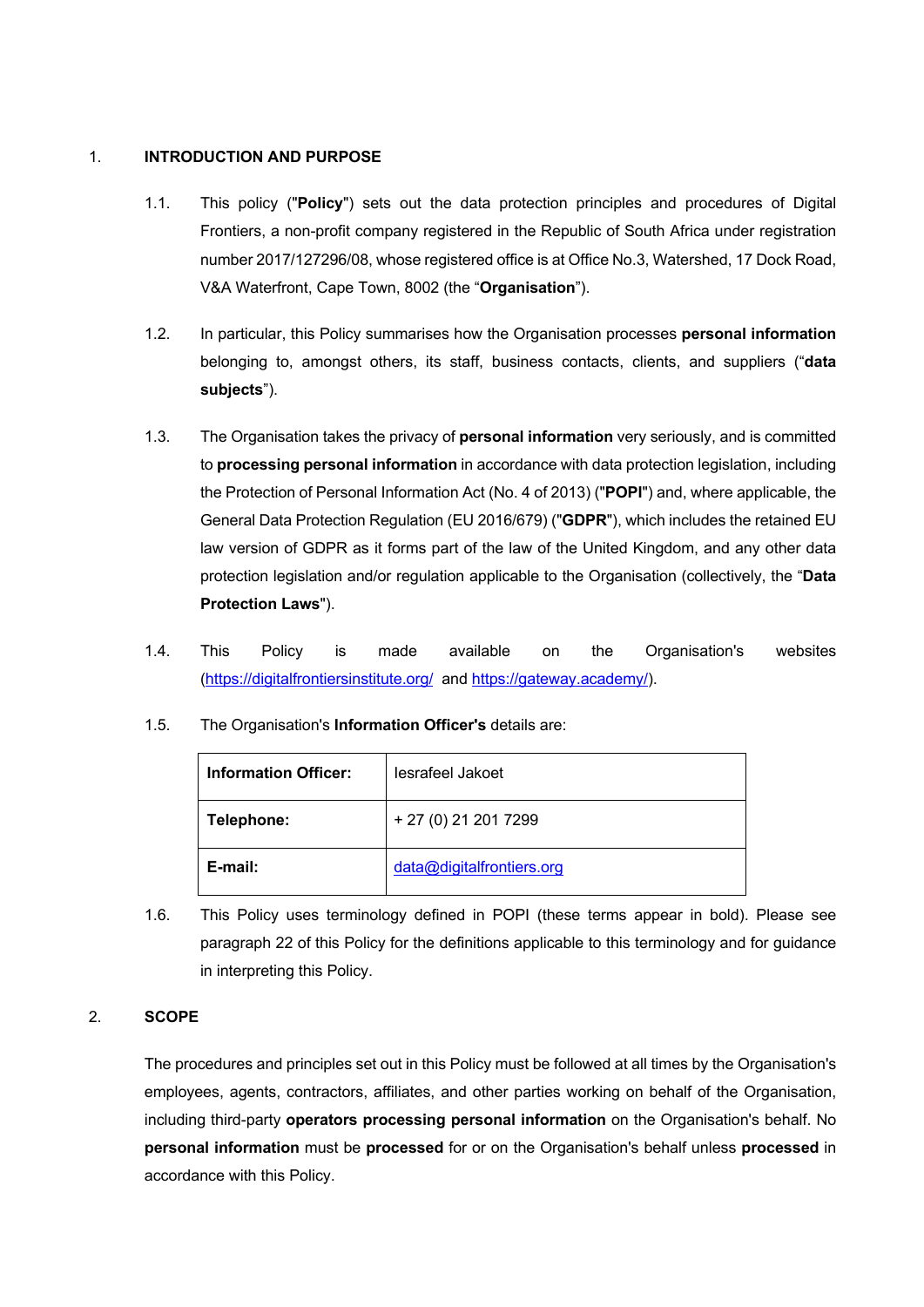## 1. INTRODUCTION AND PURPOSE

1.1. This policy ("**Policy**") sets out the data protection principles and procedures of Digital Frontiers, a non-profit company registered in the Republic of South Africa under registration number 2017/127296/08, whose registered office is at Office No.3, Watershed, 17 Dock Road, V&A Waterfront, Cape Town, 8002 (the "**Organisation**").

1.2. In particular, this Policy summarises how the Organisation processes **personal information** belonging to, amongst others, its staff, business contacts, clients, and suppliers ("**data subjects**").

1.3. The Organisation takes the privacy of **personal information** very seriously, and is committed to **processing personal information** in accordance with data protection legislation, including the Protection of Personal Information Act (No. 4 of 2013) ("**POPI**") and, where applicable, the General Data Protection Regulation (EU 2016/679) ("**GDPR**"), which includes the retained EU law version of GDPR as it forms part of the law of the United Kingdom, and any other data protection legislation and/or regulation applicable to the Organisation (collectively, the "**Data Protection Laws**").

1.4. This Policy is made available on the Organisation's websites (https://digitalfrontiersinstitute.org/ and https://gateway.academy/).

1.5. The Organisation's **Information Officer's** details are:

| **Information Officer:** | Iesrafeel Jakoet |
|---|---|
| **Telephone:** | + 27 (0) 21 201 7299 |
| **E-mail:** | data@digitalfrontiers.org |

1.6. This Policy uses terminology defined in POPI (these terms appear in bold). Please see paragraph 22 of this Policy for the definitions applicable to this terminology and for guidance in interpreting this Policy.

## 2. SCOPE

The procedures and principles set out in this Policy must be followed at all times by the Organisation's employees, agents, contractors, affiliates, and other parties working on behalf of the Organisation, including third-party **operators processing personal information** on the Organisation's behalf. No **personal information** must be **processed** for or on the Organisation's behalf unless **processed** in accordance with this Policy.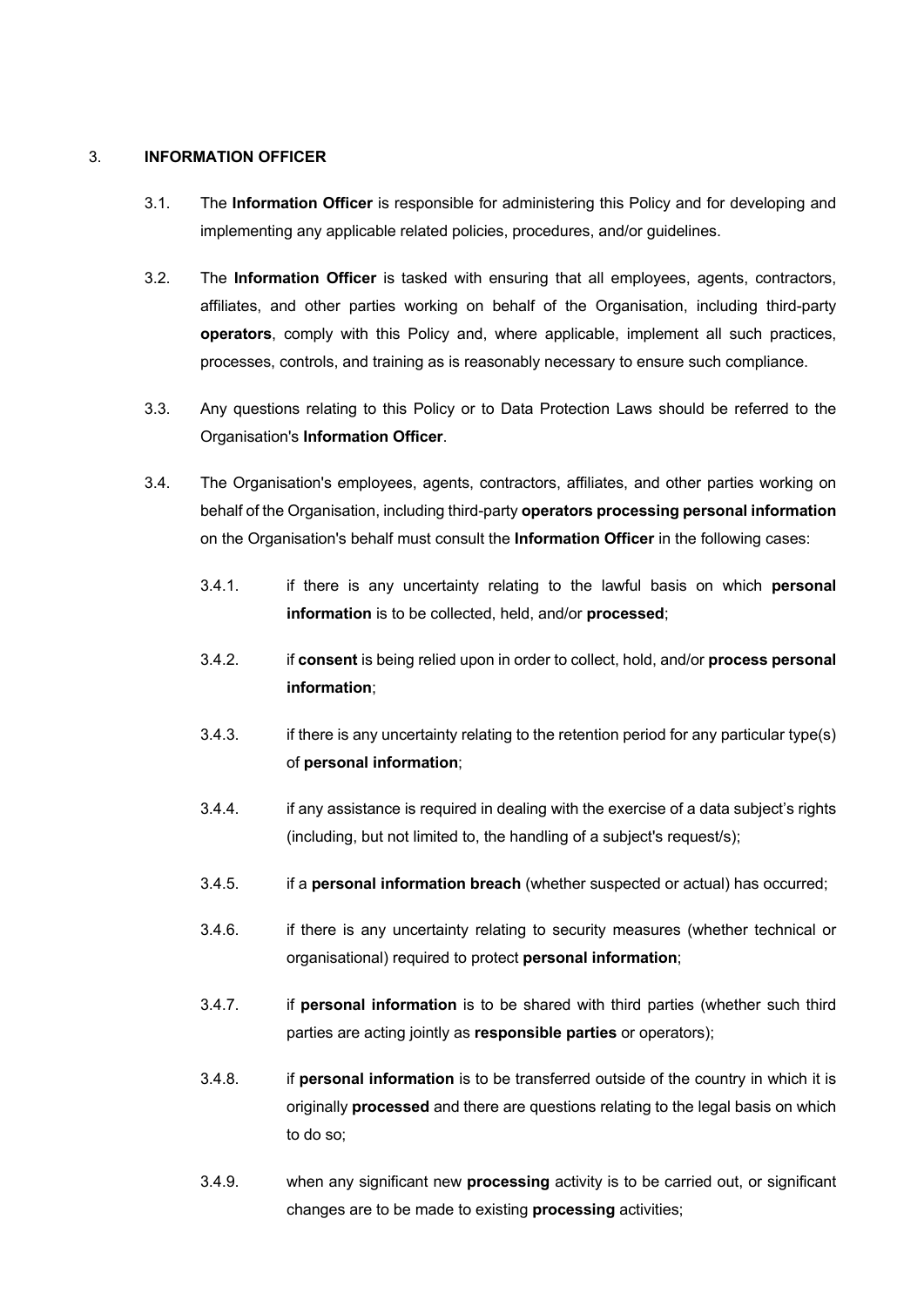## 3. INFORMATION OFFICER

3.1. The **Information Officer** is responsible for administering this Policy and for developing and implementing any applicable related policies, procedures, and/or guidelines.

3.2. The **Information Officer** is tasked with ensuring that all employees, agents, contractors, affiliates, and other parties working on behalf of the Organisation, including third-party **operators**, comply with this Policy and, where applicable, implement all such practices, processes, controls, and training as is reasonably necessary to ensure such compliance.

3.3. Any questions relating to this Policy or to Data Protection Laws should be referred to the Organisation's **Information Officer**.

3.4. The Organisation's employees, agents, contractors, affiliates, and other parties working on behalf of the Organisation, including third-party **operators processing personal information** on the Organisation's behalf must consult the **Information Officer** in the following cases:

3.4.1. if there is any uncertainty relating to the lawful basis on which **personal information** is to be collected, held, and/or **processed**;

3.4.2. if **consent** is being relied upon in order to collect, hold, and/or **process personal information**;

3.4.3. if there is any uncertainty relating to the retention period for any particular type(s) of **personal information**;

3.4.4. if any assistance is required in dealing with the exercise of a data subject's rights (including, but not limited to, the handling of a subject's request/s);

3.4.5. if a **personal information breach** (whether suspected or actual) has occurred;

3.4.6. if there is any uncertainty relating to security measures (whether technical or organisational) required to protect **personal information**;

3.4.7. if **personal information** is to be shared with third parties (whether such third parties are acting jointly as **responsible parties** or operators);

3.4.8. if **personal information** is to be transferred outside of the country in which it is originally **processed** and there are questions relating to the legal basis on which to do so;

3.4.9. when any significant new **processing** activity is to be carried out, or significant changes are to be made to existing **processing** activities;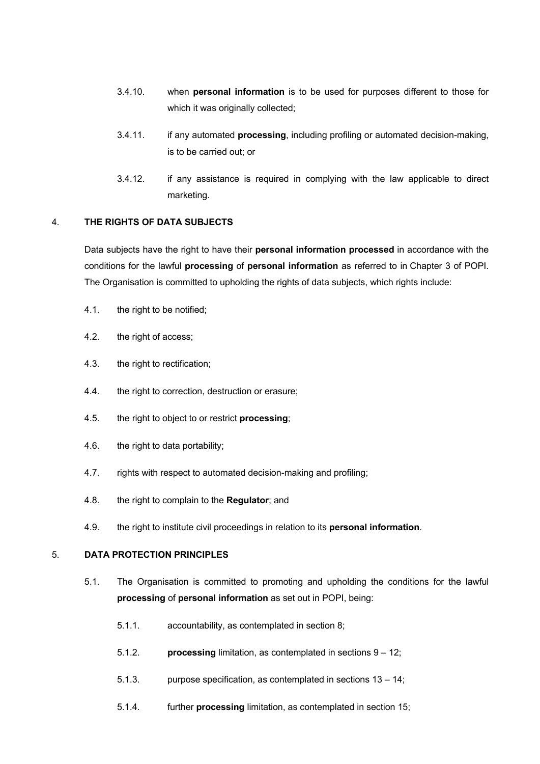3.4.10. when **personal information** is to be used for purposes different to those for which it was originally collected;

3.4.11. if any automated **processing**, including profiling or automated decision-making, is to be carried out; or

3.4.12. if any assistance is required in complying with the law applicable to direct marketing.

## 4. THE RIGHTS OF DATA SUBJECTS

Data subjects have the right to have their **personal information processed** in accordance with the conditions for the lawful **processing** of **personal information** as referred to in Chapter 3 of POPI. The Organisation is committed to upholding the rights of data subjects, which rights include:

4.1. the right to be notified;

4.2. the right of access;

4.3. the right to rectification;

4.4. the right to correction, destruction or erasure;

4.5. the right to object to or restrict **processing**;

4.6. the right to data portability;

4.7. rights with respect to automated decision-making and profiling;

4.8. the right to complain to the **Regulator**; and

4.9. the right to institute civil proceedings in relation to its **personal information**.

## 5. DATA PROTECTION PRINCIPLES

5.1. The Organisation is committed to promoting and upholding the conditions for the lawful **processing** of **personal information** as set out in POPI, being:

5.1.1. accountability, as contemplated in section 8;

5.1.2. **processing** limitation, as contemplated in sections 9 – 12;

5.1.3. purpose specification, as contemplated in sections 13 – 14;

5.1.4. further **processing** limitation, as contemplated in section 15;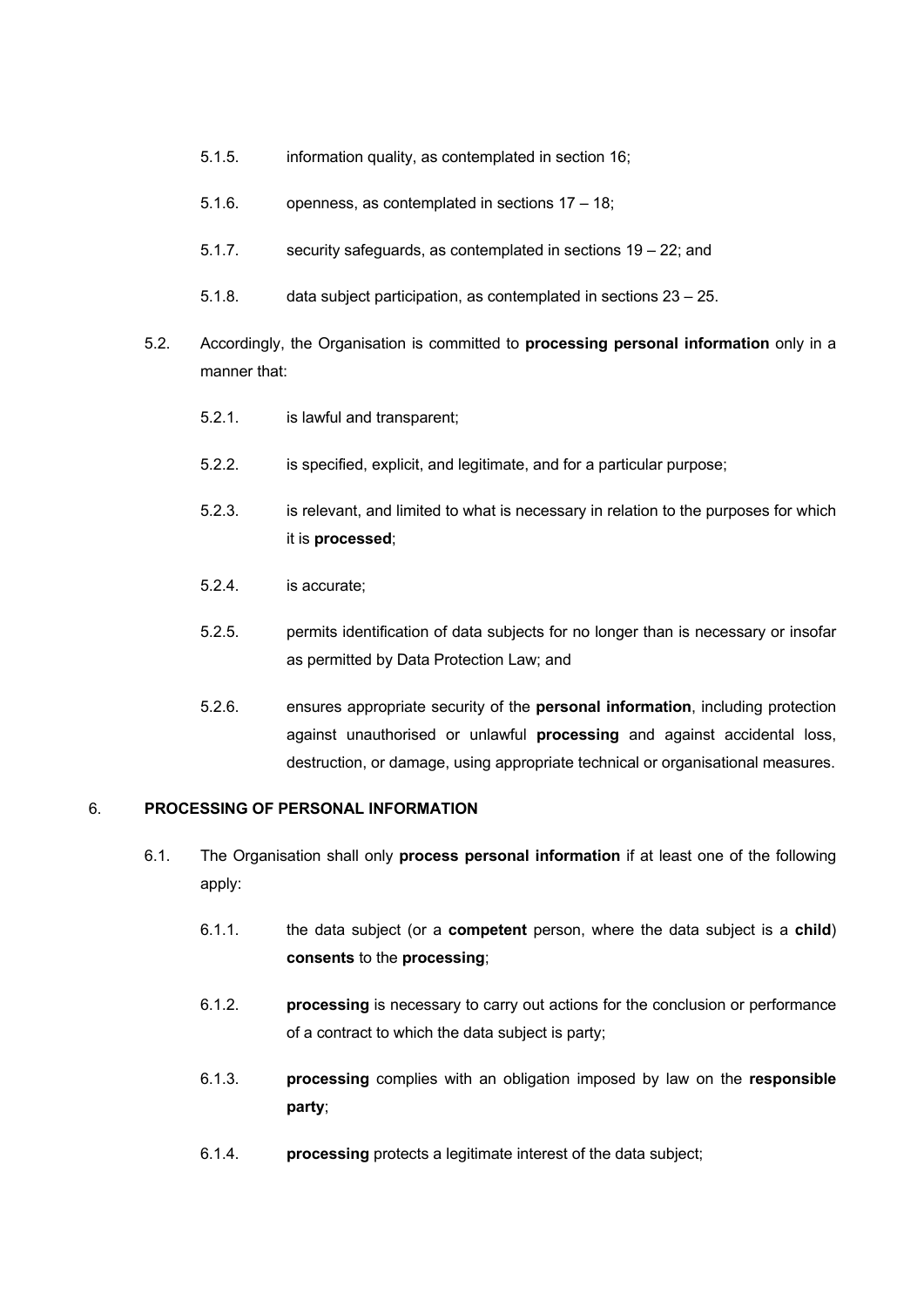5.1.5. information quality, as contemplated in section 16;

5.1.6. openness, as contemplated in sections 17 – 18;

5.1.7. security safeguards, as contemplated in sections 19 – 22; and

5.1.8. data subject participation, as contemplated in sections 23 – 25.

5.2. Accordingly, the Organisation is committed to **processing personal information** only in a manner that:

5.2.1. is lawful and transparent;

5.2.2. is specified, explicit, and legitimate, and for a particular purpose;

5.2.3. is relevant, and limited to what is necessary in relation to the purposes for which it is **processed**;

5.2.4. is accurate;

5.2.5. permits identification of data subjects for no longer than is necessary or insofar as permitted by Data Protection Law; and

5.2.6. ensures appropriate security of the **personal information**, including protection against unauthorised or unlawful **processing** and against accidental loss, destruction, or damage, using appropriate technical or organisational measures.

## 6. PROCESSING OF PERSONAL INFORMATION

6.1. The Organisation shall only **process personal information** if at least one of the following apply:

6.1.1. the data subject (or a **competent** person, where the data subject is a **child**) **consents** to the **processing**;

6.1.2. **processing** is necessary to carry out actions for the conclusion or performance of a contract to which the data subject is party;

6.1.3. **processing** complies with an obligation imposed by law on the **responsible party**;

6.1.4. **processing** protects a legitimate interest of the data subject;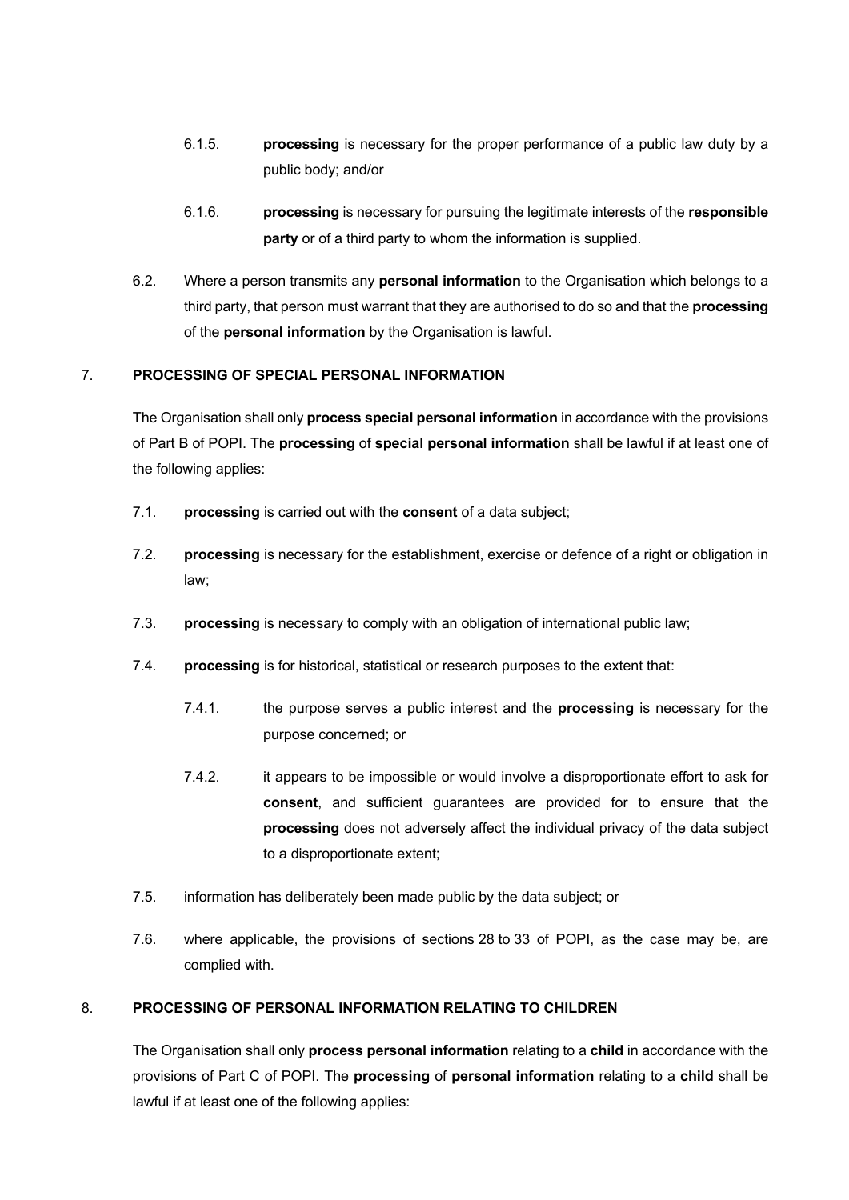6.1.5. **processing** is necessary for the proper performance of a public law duty by a public body; and/or

6.1.6. **processing** is necessary for pursuing the legitimate interests of the **responsible party** or of a third party to whom the information is supplied.

6.2. Where a person transmits any **personal information** to the Organisation which belongs to a third party, that person must warrant that they are authorised to do so and that the **processing** of the **personal information** by the Organisation is lawful.

## 7. PROCESSING OF SPECIAL PERSONAL INFORMATION

The Organisation shall only **process special personal information** in accordance with the provisions of Part B of POPI. The **processing** of **special personal information** shall be lawful if at least one of the following applies:

7.1. **processing** is carried out with the **consent** of a data subject;

7.2. **processing** is necessary for the establishment, exercise or defence of a right or obligation in law;

7.3. **processing** is necessary to comply with an obligation of international public law;

7.4. **processing** is for historical, statistical or research purposes to the extent that:

7.4.1. the purpose serves a public interest and the **processing** is necessary for the purpose concerned; or

7.4.2. it appears to be impossible or would involve a disproportionate effort to ask for **consent**, and sufficient guarantees are provided for to ensure that the **processing** does not adversely affect the individual privacy of the data subject to a disproportionate extent;

7.5. information has deliberately been made public by the data subject; or

7.6. where applicable, the provisions of sections 28 to 33 of POPI, as the case may be, are complied with.

## 8. PROCESSING OF PERSONAL INFORMATION RELATING TO CHILDREN

The Organisation shall only **process personal information** relating to a **child** in accordance with the provisions of Part C of POPI. The **processing** of **personal information** relating to a **child** shall be lawful if at least one of the following applies: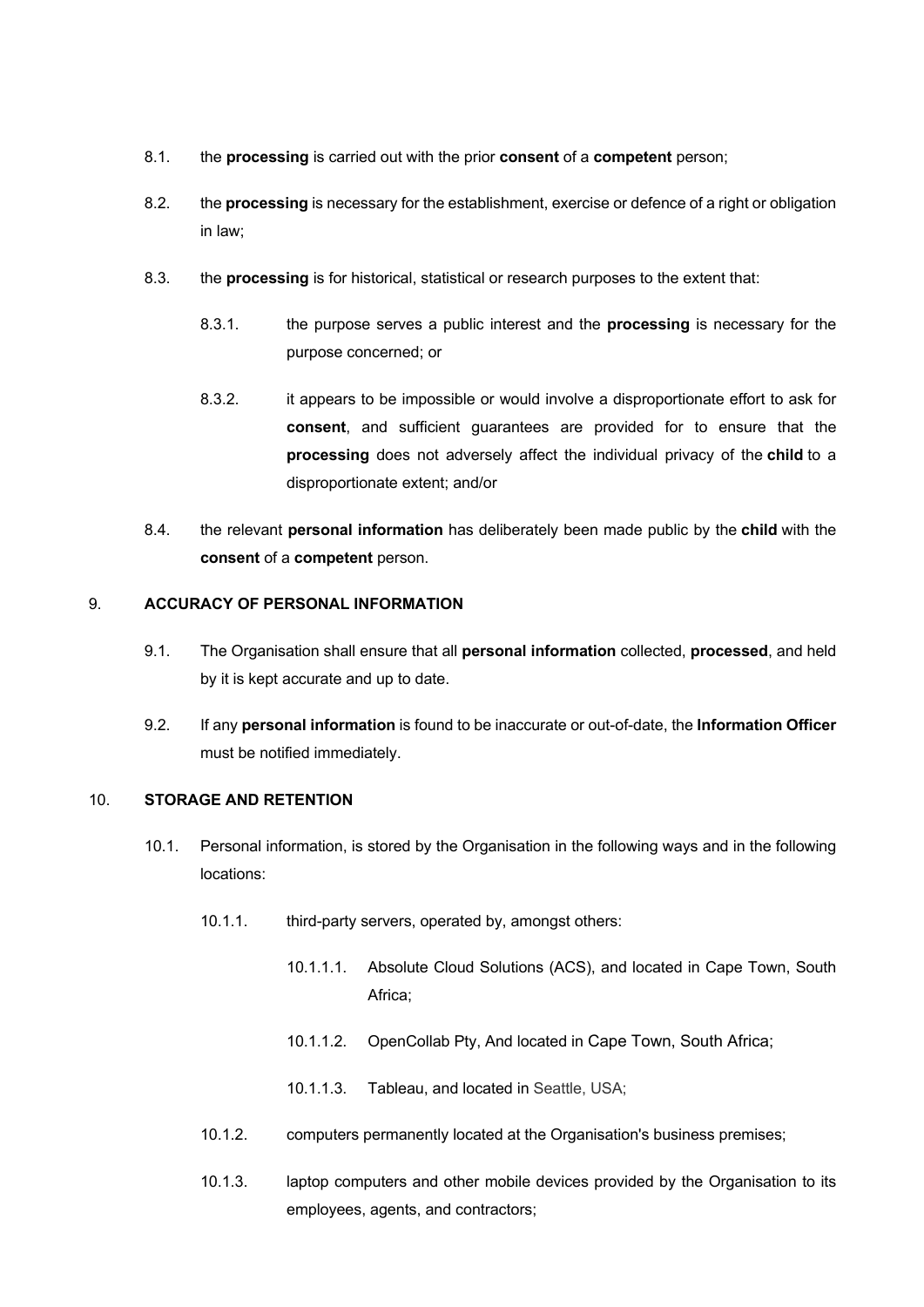8.1. the **processing** is carried out with the prior **consent** of a **competent** person;

8.2. the **processing** is necessary for the establishment, exercise or defence of a right or obligation in law;

8.3. the **processing** is for historical, statistical or research purposes to the extent that:

8.3.1. the purpose serves a public interest and the **processing** is necessary for the purpose concerned; or

8.3.2. it appears to be impossible or would involve a disproportionate effort to ask for **consent**, and sufficient guarantees are provided for to ensure that the **processing** does not adversely affect the individual privacy of the **child** to a disproportionate extent; and/or

8.4. the relevant **personal information** has deliberately been made public by the **child** with the **consent** of a **competent** person.

## 9. ACCURACY OF PERSONAL INFORMATION

9.1. The Organisation shall ensure that all **personal information** collected, **processed**, and held by it is kept accurate and up to date.

9.2. If any **personal information** is found to be inaccurate or out-of-date, the **Information Officer** must be notified immediately.

## 10. STORAGE AND RETENTION

10.1. Personal information, is stored by the Organisation in the following ways and in the following locations:

10.1.1. third-party servers, operated by, amongst others:

10.1.1.1. Absolute Cloud Solutions (ACS), and located in Cape Town, South Africa;

10.1.1.2. OpenCollab Pty, And located in Cape Town, South Africa;

10.1.1.3. Tableau, and located in Seattle, USA;

10.1.2. computers permanently located at the Organisation's business premises;

10.1.3. laptop computers and other mobile devices provided by the Organisation to its employees, agents, and contractors;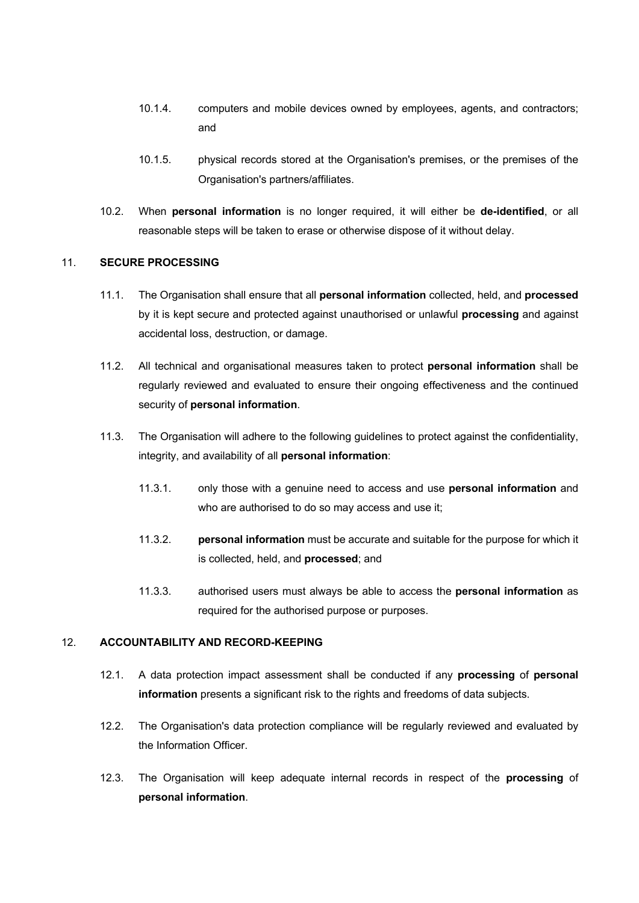10.1.4. computers and mobile devices owned by employees, agents, and contractors; and

10.1.5. physical records stored at the Organisation's premises, or the premises of the Organisation's partners/affiliates.

10.2. When **personal information** is no longer required, it will either be **de-identified**, or all reasonable steps will be taken to erase or otherwise dispose of it without delay.

## 11. SECURE PROCESSING

11.1. The Organisation shall ensure that all **personal information** collected, held, and **processed** by it is kept secure and protected against unauthorised or unlawful **processing** and against accidental loss, destruction, or damage.

11.2. All technical and organisational measures taken to protect **personal information** shall be regularly reviewed and evaluated to ensure their ongoing effectiveness and the continued security of **personal information**.

11.3. The Organisation will adhere to the following guidelines to protect against the confidentiality, integrity, and availability of all **personal information**:

11.3.1. only those with a genuine need to access and use **personal information** and who are authorised to do so may access and use it;

11.3.2. **personal information** must be accurate and suitable for the purpose for which it is collected, held, and **processed**; and

11.3.3. authorised users must always be able to access the **personal information** as required for the authorised purpose or purposes.

## 12. ACCOUNTABILITY AND RECORD-KEEPING

12.1. A data protection impact assessment shall be conducted if any **processing** of **personal information** presents a significant risk to the rights and freedoms of data subjects.

12.2. The Organisation's data protection compliance will be regularly reviewed and evaluated by the Information Officer.

12.3. The Organisation will keep adequate internal records in respect of the **processing** of **personal information**.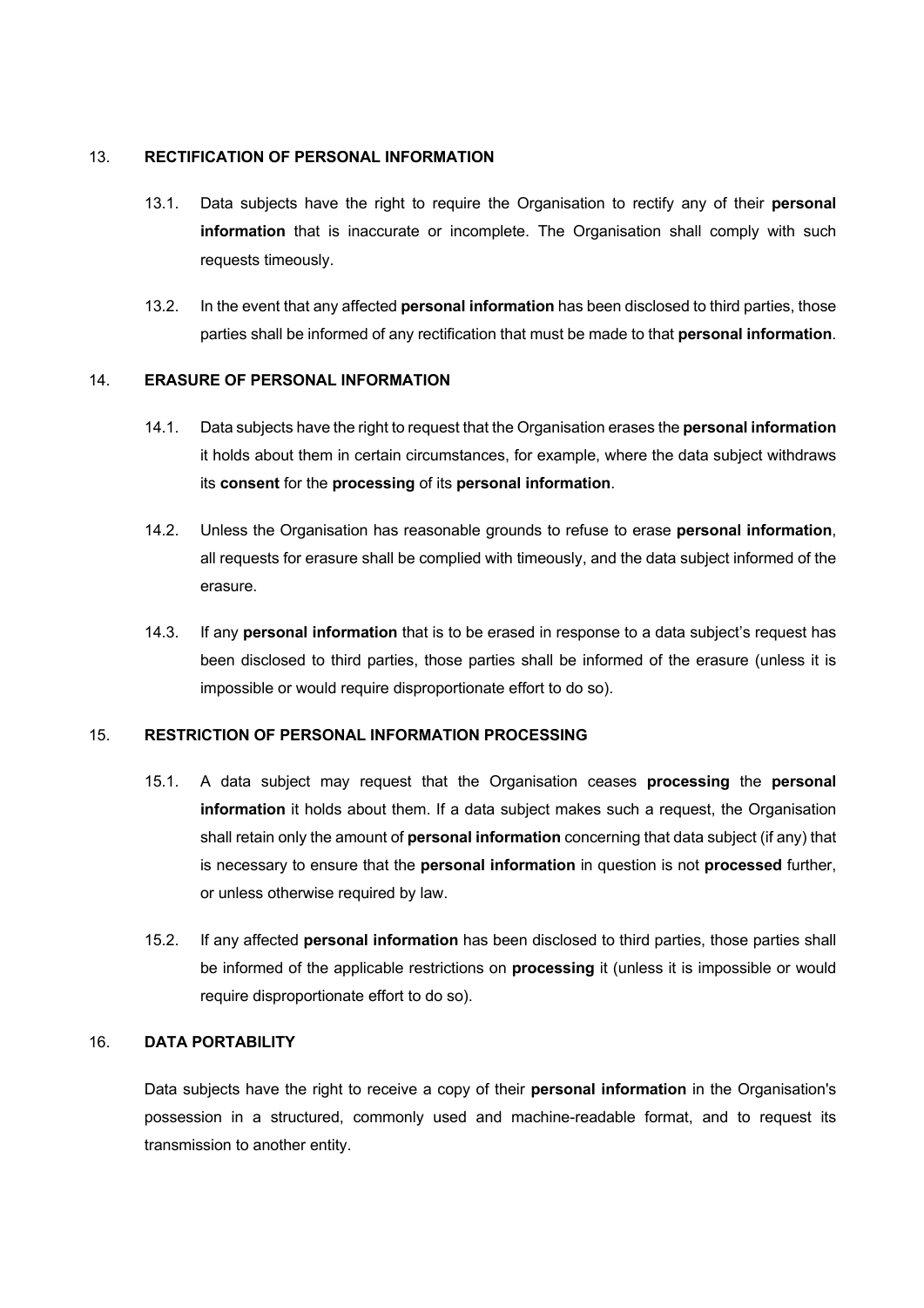## 13. **RECTIFICATION OF PERSONAL INFORMATION**

13.1. Data subjects have the right to require the Organisation to rectify any of their **personal information** that is inaccurate or incomplete. The Organisation shall comply with such requests timeously.

13.2. In the event that any affected **personal information** has been disclosed to third parties, those parties shall be informed of any rectification that must be made to that **personal information**.

## 14. **ERASURE OF PERSONAL INFORMATION**

14.1. Data subjects have the right to request that the Organisation erases the **personal information** it holds about them in certain circumstances, for example, where the data subject withdraws its **consent** for the **processing** of its **personal information**.

14.2. Unless the Organisation has reasonable grounds to refuse to erase **personal information**, all requests for erasure shall be complied with timeously, and the data subject informed of the erasure.

14.3. If any **personal information** that is to be erased in response to a data subject's request has been disclosed to third parties, those parties shall be informed of the erasure (unless it is impossible or would require disproportionate effort to do so).

## 15. **RESTRICTION OF PERSONAL INFORMATION PROCESSING**

15.1. A data subject may request that the Organisation ceases **processing** the **personal information** it holds about them. If a data subject makes such a request, the Organisation shall retain only the amount of **personal information** concerning that data subject (if any) that is necessary to ensure that the **personal information** in question is not **processed** further, or unless otherwise required by law.

15.2. If any affected **personal information** has been disclosed to third parties, those parties shall be informed of the applicable restrictions on **processing** it (unless it is impossible or would require disproportionate effort to do so).

## 16. **DATA PORTABILITY**

Data subjects have the right to receive a copy of their **personal information** in the Organisation's possession in a structured, commonly used and machine-readable format, and to request its transmission to another entity.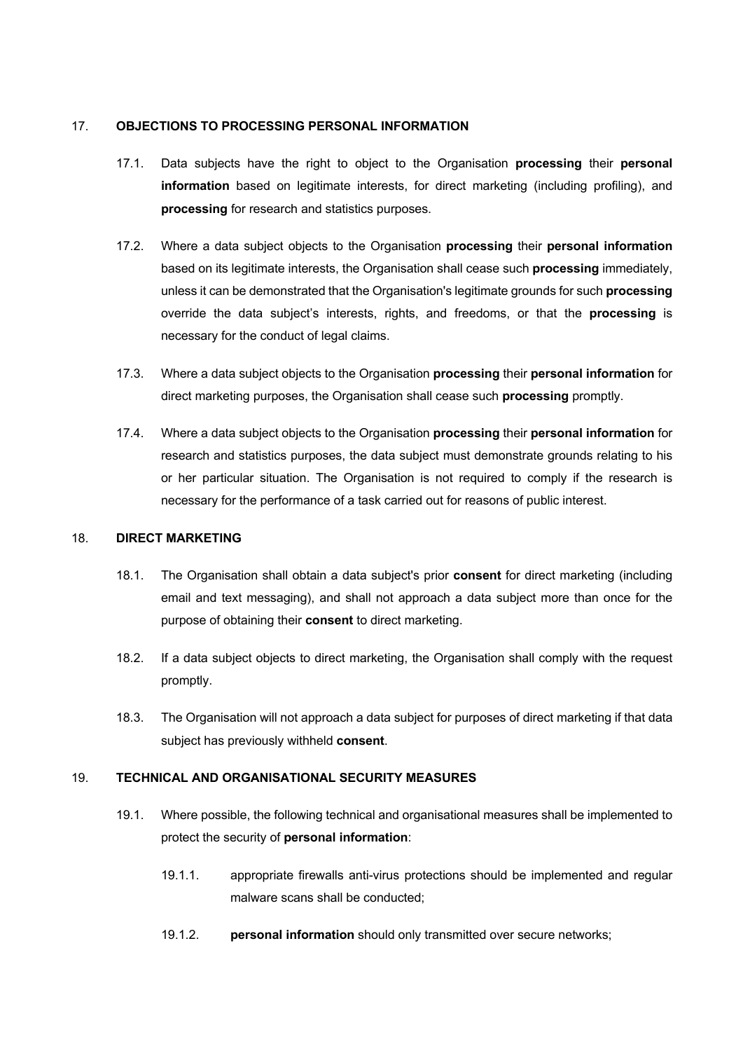## 17. OBJECTIONS TO PROCESSING PERSONAL INFORMATION

17.1. Data subjects have the right to object to the Organisation **processing** their **personal information** based on legitimate interests, for direct marketing (including profiling), and **processing** for research and statistics purposes.

17.2. Where a data subject objects to the Organisation **processing** their **personal information** based on its legitimate interests, the Organisation shall cease such **processing** immediately, unless it can be demonstrated that the Organisation's legitimate grounds for such **processing** override the data subject's interests, rights, and freedoms, or that the **processing** is necessary for the conduct of legal claims.

17.3. Where a data subject objects to the Organisation **processing** their **personal information** for direct marketing purposes, the Organisation shall cease such **processing** promptly.

17.4. Where a data subject objects to the Organisation **processing** their **personal information** for research and statistics purposes, the data subject must demonstrate grounds relating to his or her particular situation. The Organisation is not required to comply if the research is necessary for the performance of a task carried out for reasons of public interest.

## 18. DIRECT MARKETING

18.1. The Organisation shall obtain a data subject's prior **consent** for direct marketing (including email and text messaging), and shall not approach a data subject more than once for the purpose of obtaining their **consent** to direct marketing.

18.2. If a data subject objects to direct marketing, the Organisation shall comply with the request promptly.

18.3. The Organisation will not approach a data subject for purposes of direct marketing if that data subject has previously withheld **consent**.

## 19. TECHNICAL AND ORGANISATIONAL SECURITY MEASURES

19.1. Where possible, the following technical and organisational measures shall be implemented to protect the security of **personal information**:

19.1.1. appropriate firewalls anti-virus protections should be implemented and regular malware scans shall be conducted;

19.1.2. **personal information** should only transmitted over secure networks;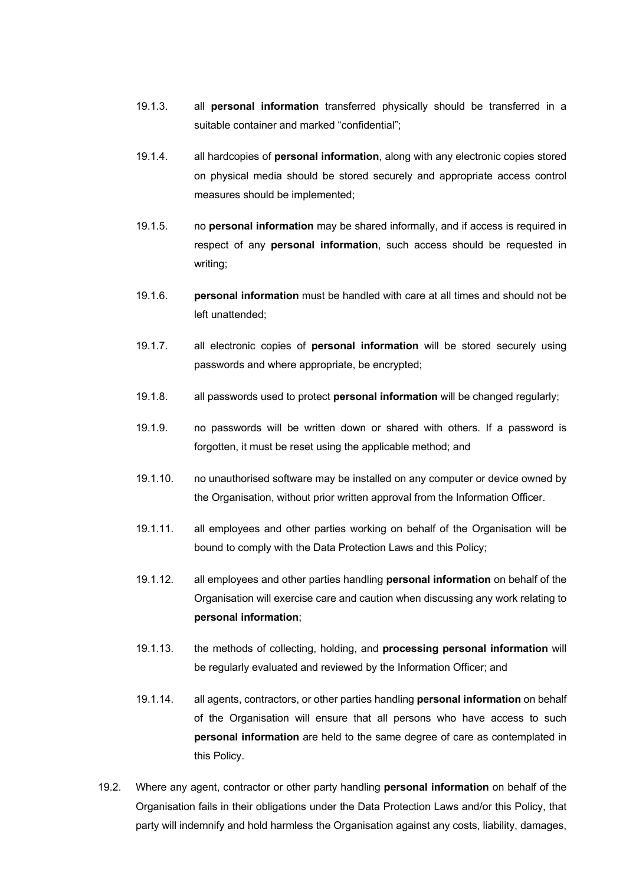19.1.3. all **personal information** transferred physically should be transferred in a suitable container and marked "confidential";

19.1.4. all hardcopies of **personal information**, along with any electronic copies stored on physical media should be stored securely and appropriate access control measures should be implemented;

19.1.5. no **personal information** may be shared informally, and if access is required in respect of any **personal information**, such access should be requested in writing;

19.1.6. **personal information** must be handled with care at all times and should not be left unattended;

19.1.7. all electronic copies of **personal information** will be stored securely using passwords and where appropriate, be encrypted;

19.1.8. all passwords used to protect **personal information** will be changed regularly;

19.1.9. no passwords will be written down or shared with others. If a password is forgotten, it must be reset using the applicable method; and

19.1.10. no unauthorised software may be installed on any computer or device owned by the Organisation, without prior written approval from the Information Officer.

19.1.11. all employees and other parties working on behalf of the Organisation will be bound to comply with the Data Protection Laws and this Policy;

19.1.12. all employees and other parties handling **personal information** on behalf of the Organisation will exercise care and caution when discussing any work relating to **personal information**;

19.1.13. the methods of collecting, holding, and **processing personal information** will be regularly evaluated and reviewed by the Information Officer; and

19.1.14. all agents, contractors, or other parties handling **personal information** on behalf of the Organisation will ensure that all persons who have access to such **personal information** are held to the same degree of care as contemplated in this Policy.

19.2. Where any agent, contractor or other party handling **personal information** on behalf of the Organisation fails in their obligations under the Data Protection Laws and/or this Policy, that party will indemnify and hold harmless the Organisation against any costs, liability, damages,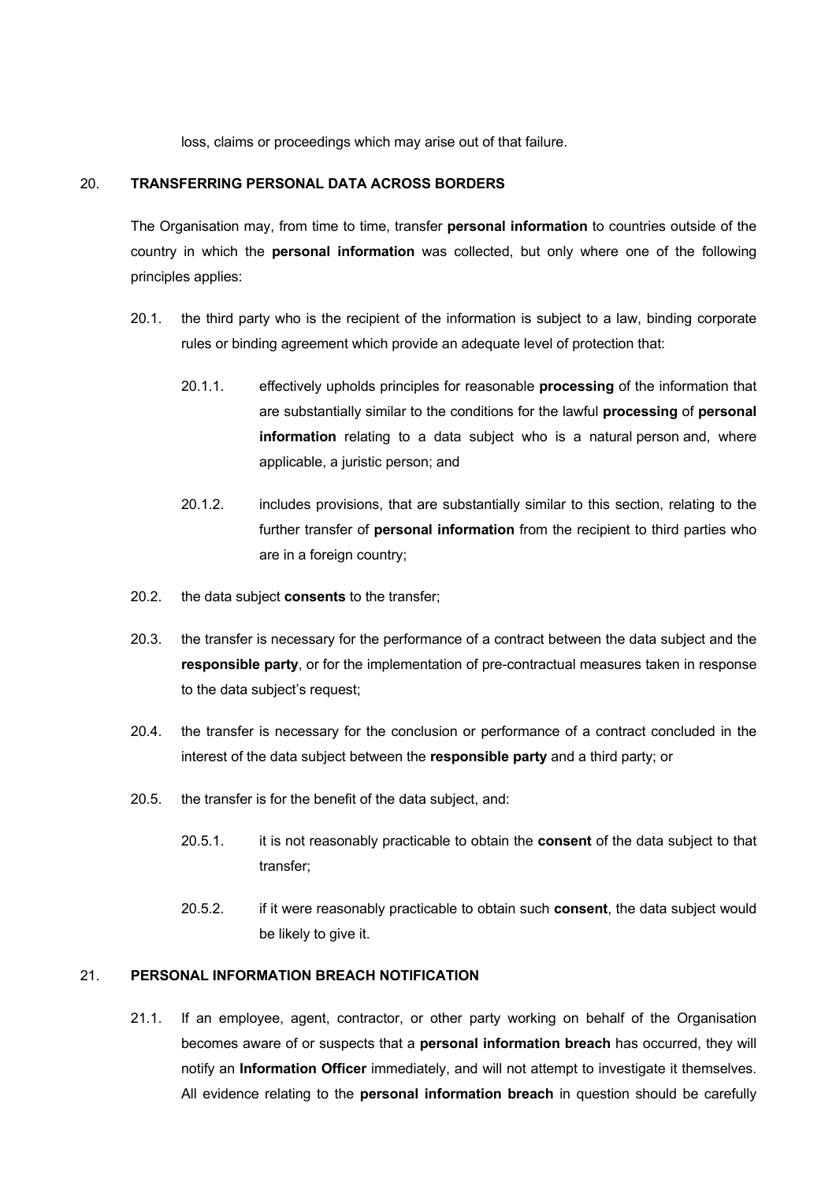loss, claims or proceedings which may arise out of that failure.

## 20. TRANSFERRING PERSONAL DATA ACROSS BORDERS

The Organisation may, from time to time, transfer **personal information** to countries outside of the country in which the **personal information** was collected, but only where one of the following principles applies:

20.1. the third party who is the recipient of the information is subject to a law, binding corporate rules or binding agreement which provide an adequate level of protection that:

20.1.1. effectively upholds principles for reasonable **processing** of the information that are substantially similar to the conditions for the lawful **processing** of **personal information** relating to a data subject who is a natural person and, where applicable, a juristic person; and

20.1.2. includes provisions, that are substantially similar to this section, relating to the further transfer of **personal information** from the recipient to third parties who are in a foreign country;

20.2. the data subject **consents** to the transfer;

20.3. the transfer is necessary for the performance of a contract between the data subject and the **responsible party**, or for the implementation of pre-contractual measures taken in response to the data subject's request;

20.4. the transfer is necessary for the conclusion or performance of a contract concluded in the interest of the data subject between the **responsible party** and a third party; or

20.5. the transfer is for the benefit of the data subject, and:

20.5.1. it is not reasonably practicable to obtain the **consent** of the data subject to that transfer;

20.5.2. if it were reasonably practicable to obtain such **consent**, the data subject would be likely to give it.

## 21. PERSONAL INFORMATION BREACH NOTIFICATION

21.1. If an employee, agent, contractor, or other party working on behalf of the Organisation becomes aware of or suspects that a **personal information breach** has occurred, they will notify an **Information Officer** immediately, and will not attempt to investigate it themselves. All evidence relating to the **personal information breach** in question should be carefully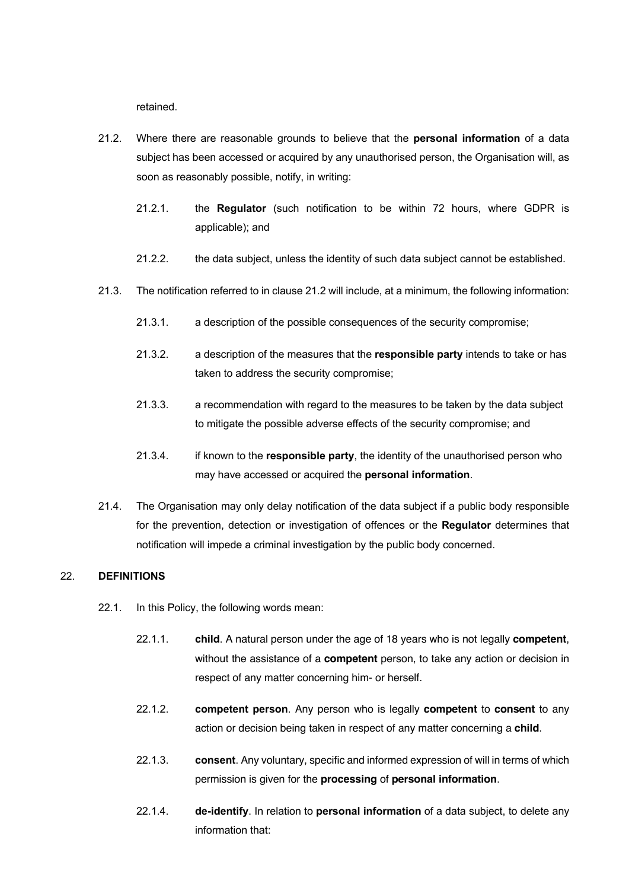retained.

21.2. Where there are reasonable grounds to believe that the **personal information** of a data subject has been accessed or acquired by any unauthorised person, the Organisation will, as soon as reasonably possible, notify, in writing:

21.2.1. the **Regulator** (such notification to be within 72 hours, where GDPR is applicable); and

21.2.2. the data subject, unless the identity of such data subject cannot be established.

21.3. The notification referred to in clause 21.2 will include, at a minimum, the following information:

21.3.1. a description of the possible consequences of the security compromise;

21.3.2. a description of the measures that the **responsible party** intends to take or has taken to address the security compromise;

21.3.3. a recommendation with regard to the measures to be taken by the data subject to mitigate the possible adverse effects of the security compromise; and

21.3.4. if known to the **responsible party**, the identity of the unauthorised person who may have accessed or acquired the **personal information**.

21.4. The Organisation may only delay notification of the data subject if a public body responsible for the prevention, detection or investigation of offences or the **Regulator** determines that notification will impede a criminal investigation by the public body concerned.

## 22. DEFINITIONS

22.1. In this Policy, the following words mean:

22.1.1. **child**. A natural person under the age of 18 years who is not legally **competent**, without the assistance of a **competent** person, to take any action or decision in respect of any matter concerning him- or herself.

22.1.2. **competent person**. Any person who is legally **competent** to **consent** to any action or decision being taken in respect of any matter concerning a **child**.

22.1.3. **consent**. Any voluntary, specific and informed expression of will in terms of which permission is given for the **processing** of **personal information**.

22.1.4. **de-identify**. In relation to **personal information** of a data subject, to delete any information that: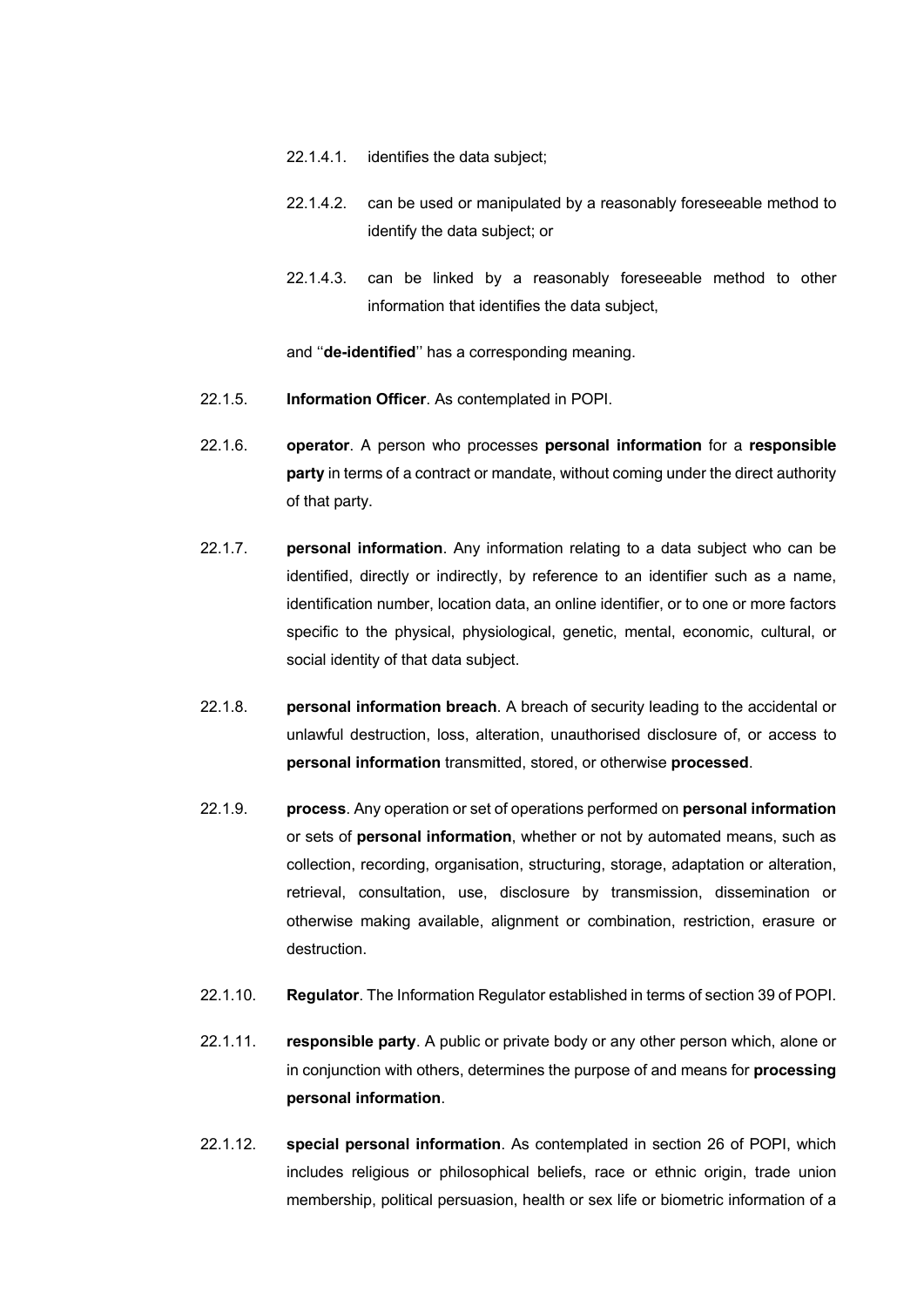22.1.4.1. identifies the data subject;

22.1.4.2. can be used or manipulated by a reasonably foreseeable method to identify the data subject; or

22.1.4.3. can be linked by a reasonably foreseeable method to other information that identifies the data subject,

and ''**de-identified**'' has a corresponding meaning.

22.1.5. **Information Officer**. As contemplated in POPI.

22.1.6. **operator**. A person who processes **personal information** for a **responsible party** in terms of a contract or mandate, without coming under the direct authority of that party.

22.1.7. **personal information**. Any information relating to a data subject who can be identified, directly or indirectly, by reference to an identifier such as a name, identification number, location data, an online identifier, or to one or more factors specific to the physical, physiological, genetic, mental, economic, cultural, or social identity of that data subject.

22.1.8. **personal information breach**. A breach of security leading to the accidental or unlawful destruction, loss, alteration, unauthorised disclosure of, or access to **personal information** transmitted, stored, or otherwise **processed**.

22.1.9. **process**. Any operation or set of operations performed on **personal information** or sets of **personal information**, whether or not by automated means, such as collection, recording, organisation, structuring, storage, adaptation or alteration, retrieval, consultation, use, disclosure by transmission, dissemination or otherwise making available, alignment or combination, restriction, erasure or destruction.

22.1.10. **Regulator**. The Information Regulator established in terms of section 39 of POPI.

22.1.11. **responsible party**. A public or private body or any other person which, alone or in conjunction with others, determines the purpose of and means for **processing personal information**.

22.1.12. **special personal information**. As contemplated in section 26 of POPI, which includes religious or philosophical beliefs, race or ethnic origin, trade union membership, political persuasion, health or sex life or biometric information of a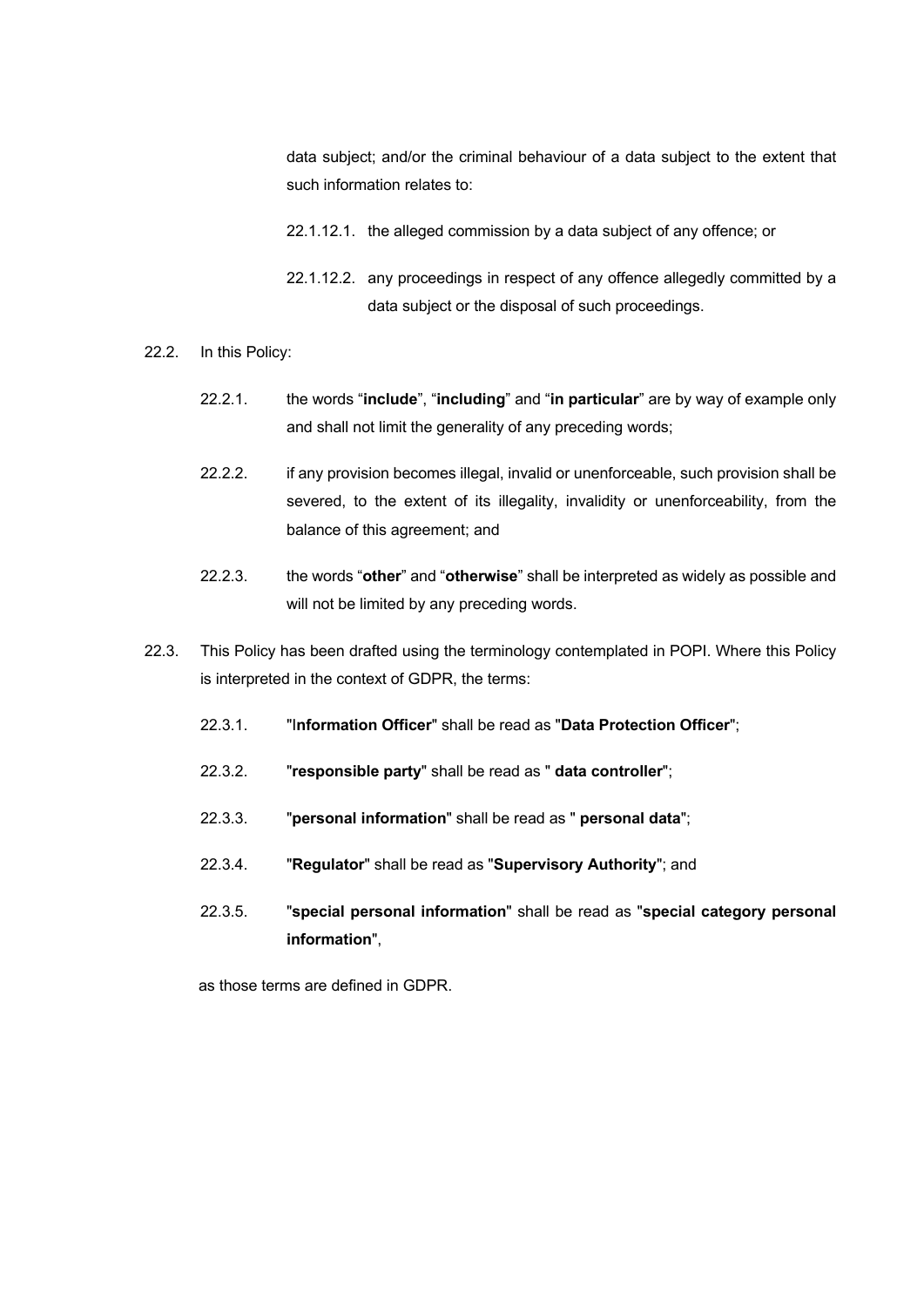data subject; and/or the criminal behaviour of a data subject to the extent that such information relates to:

22.1.12.1. the alleged commission by a data subject of any offence; or

22.1.12.2. any proceedings in respect of any offence allegedly committed by a data subject or the disposal of such proceedings.

22.2. In this Policy:

22.2.1. the words "**include**", "**including**" and "**in particular**" are by way of example only and shall not limit the generality of any preceding words;

22.2.2. if any provision becomes illegal, invalid or unenforceable, such provision shall be severed, to the extent of its illegality, invalidity or unenforceability, from the balance of this agreement; and

22.2.3. the words "**other**" and "**otherwise**" shall be interpreted as widely as possible and will not be limited by any preceding words.

22.3. This Policy has been drafted using the terminology contemplated in POPI. Where this Policy is interpreted in the context of GDPR, the terms:

22.3.1. "I**nformation Officer**" shall be read as "**Data Protection Officer**";

22.3.2. "**responsible party**" shall be read as " **data controller**";

22.3.3. "**personal information**" shall be read as " **personal data**";

22.3.4. "**Regulator**" shall be read as "**Supervisory Authority**"; and

22.3.5. "**special personal information**" shall be read as "**special category personal information**",

as those terms are defined in GDPR.